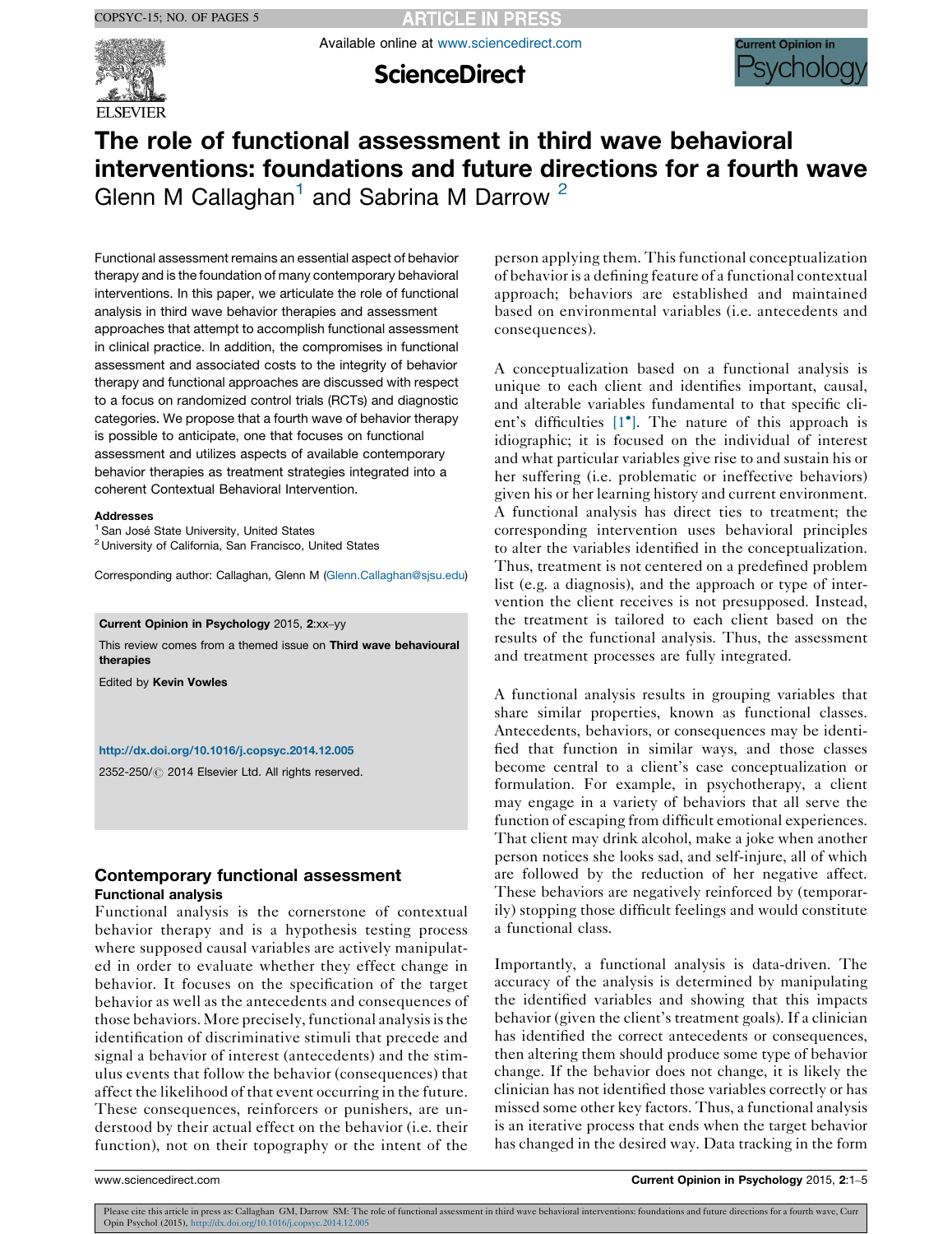# The role of functional assessment in third wave behavioral interventions: foundations and future directions for a fourth wave

Glenn M Callaghan[1] and Sabrina M Darrow[2]

Functional assessment remains an essential aspect of behavior therapy and is the foundation of many contemporary behavioral interventions. In this paper, we articulate the role of functional analysis in third wave behavior therapies and assessment approaches that attempt to accomplish functional assessment in clinical practice. In addition, the compromises in functional assessment and associated costs to the integrity of behavior therapy and functional approaches are discussed with respect to a focus on randomized control trials (RCTs) and diagnostic categories. We propose that a fourth wave of behavior therapy is possible to anticipate, one that focuses on functional assessment and utilizes aspects of available contemporary behavior therapies as treatment strategies integrated into a coherent Contextual Behavioral Intervention.

**Addresses**

[1] San José State University, United States

[2] University of California, San Francisco, United States

Corresponding author: Callaghan, Glenn M (Glenn.Callaghan@sjsu.edu)

**Current Opinion in Psychology** 2015, **2**:xx–yy

This review comes from a themed issue on **Third wave behavioural therapies**

Edited by **Kevin Vowles**

http://dx.doi.org/10.1016/j.copsyc.2014.12.005

2352-250/© 2014 Elsevier Ltd. All rights reserved.

## Contemporary functional assessment

### Functional analysis

Functional analysis is the cornerstone of contextual behavior therapy and is a hypothesis testing process where supposed causal variables are actively manipulated in order to evaluate whether they effect change in behavior. It focuses on the specification of the target behavior as well as the antecedents and consequences of those behaviors. More precisely, functional analysis is the identification of discriminative stimuli that precede and signal a behavior of interest (antecedents) and the stimulus events that follow the behavior (consequences) that affect the likelihood of that event occurring in the future. These consequences, reinforcers or punishers, are understood by their actual effect on the behavior (i.e. their function), not on their topography or the intent of the person applying them. This functional conceptualization of behavior is a defining feature of a functional contextual approach; behaviors are established and maintained based on environmental variables (i.e. antecedents and consequences).

A conceptualization based on a functional analysis is unique to each client and identifies important, causal, and alterable variables fundamental to that specific client's difficulties [1•]. The nature of this approach is idiographic; it is focused on the individual of interest and what particular variables give rise to and sustain his or her suffering (i.e. problematic or ineffective behaviors) given his or her learning history and current environment. A functional analysis has direct ties to treatment; the corresponding intervention uses behavioral principles to alter the variables identified in the conceptualization. Thus, treatment is not centered on a predefined problem list (e.g. a diagnosis), and the approach or type of intervention the client receives is not presupposed. Instead, the treatment is tailored to each client based on the results of the functional analysis. Thus, the assessment and treatment processes are fully integrated.

A functional analysis results in grouping variables that share similar properties, known as functional classes. Antecedents, behaviors, or consequences may be identified that function in similar ways, and those classes become central to a client's case conceptualization or formulation. For example, in psychotherapy, a client may engage in a variety of behaviors that all serve the function of escaping from difficult emotional experiences. That client may drink alcohol, make a joke when another person notices she looks sad, and self-injure, all of which are followed by the reduction of her negative affect. These behaviors are negatively reinforced by (temporarily) stopping those difficult feelings and would constitute a functional class.

Importantly, a functional analysis is data-driven. The accuracy of the analysis is determined by manipulating the identified variables and showing that this impacts behavior (given the client's treatment goals). If a clinician has identified the correct antecedents or consequences, then altering them should produce some type of behavior change. If the behavior does not change, it is likely the clinician has not identified those variables correctly or has missed some other key factors. Thus, a functional analysis is an iterative process that ends when the target behavior has changed in the desired way. Data tracking in the form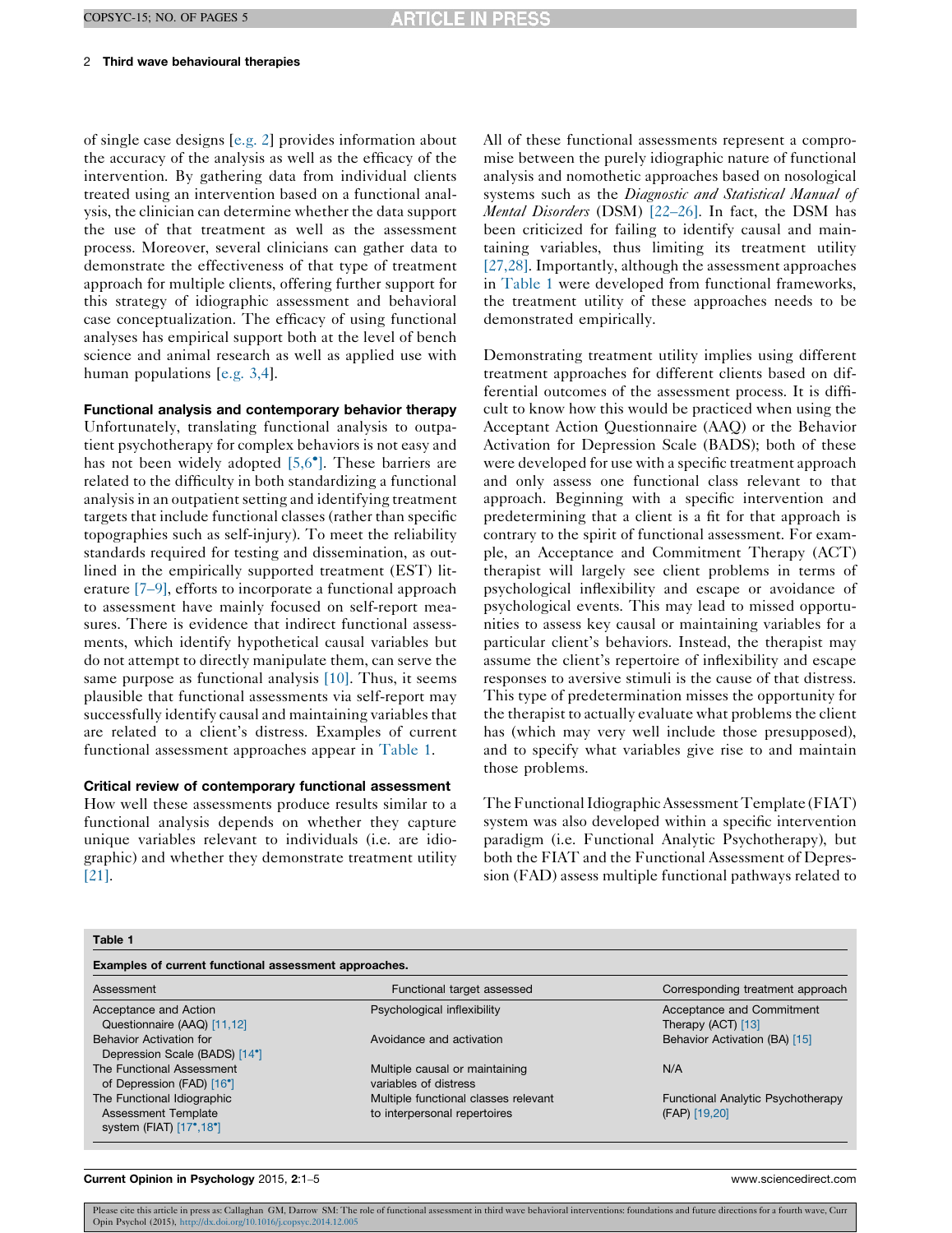of single case designs [e.g. 2] provides information about the accuracy of the analysis as well as the efficacy of the intervention. By gathering data from individual clients treated using an intervention based on a functional analysis, the clinician can determine whether the data support the use of that treatment as well as the assessment process. Moreover, several clinicians can gather data to demonstrate the effectiveness of that type of treatment approach for multiple clients, offering further support for this strategy of idiographic assessment and behavioral case conceptualization. The efficacy of using functional analyses has empirical support both at the level of bench science and animal research as well as applied use with human populations [e.g. 3,4].

### Functional analysis and contemporary behavior therapy

Unfortunately, translating functional analysis to outpatient psychotherapy for complex behaviors is not easy and has not been widely adopted [5,6•]. These barriers are related to the difficulty in both standardizing a functional analysis in an outpatient setting and identifying treatment targets that include functional classes (rather than specific topographies such as self-injury). To meet the reliability standards required for testing and dissemination, as outlined in the empirically supported treatment (EST) literature [7–9], efforts to incorporate a functional approach to assessment have mainly focused on self-report measures. There is evidence that indirect functional assessments, which identify hypothetical causal variables but do not attempt to directly manipulate them, can serve the same purpose as functional analysis [10]. Thus, it seems plausible that functional assessments via self-report may successfully identify causal and maintaining variables that are related to a client's distress. Examples of current functional assessment approaches appear in Table 1.

### Critical review of contemporary functional assessment

How well these assessments produce results similar to a functional analysis depends on whether they capture unique variables relevant to individuals (i.e. are idiographic) and whether they demonstrate treatment utility [21].

All of these functional assessments represent a compromise between the purely idiographic nature of functional analysis and nomothetic approaches based on nosological systems such as the *Diagnostic and Statistical Manual of Mental Disorders* (DSM) [22–26]. In fact, the DSM has been criticized for failing to identify causal and maintaining variables, thus limiting its treatment utility [27,28]. Importantly, although the assessment approaches in Table 1 were developed from functional frameworks, the treatment utility of these approaches needs to be demonstrated empirically.

Demonstrating treatment utility implies using different treatment approaches for different clients based on differential outcomes of the assessment process. It is difficult to know how this would be practiced when using the Acceptant Action Questionnaire (AAQ) or the Behavior Activation for Depression Scale (BADS); both of these were developed for use with a specific treatment approach and only assess one functional class relevant to that approach. Beginning with a specific intervention and predetermining that a client is a fit for that approach is contrary to the spirit of functional assessment. For example, an Acceptance and Commitment Therapy (ACT) therapist will largely see client problems in terms of psychological inflexibility and escape or avoidance of psychological events. This may lead to missed opportunities to assess key causal or maintaining variables for a particular client's behaviors. Instead, the therapist may assume the client's repertoire of inflexibility and escape responses to aversive stimuli is the cause of that distress. This type of predetermination misses the opportunity for the therapist to actually evaluate what problems the client has (which may very well include those presupposed), and to specify what variables give rise to and maintain those problems.

The Functional Idiographic Assessment Template (FIAT) system was also developed within a specific intervention paradigm (i.e. Functional Analytic Psychotherapy), but both the FIAT and the Functional Assessment of Depression (FAD) assess multiple functional pathways related to

**Table 1**

**Examples of current functional assessment approaches.**

| Assessment | Functional target assessed | Corresponding treatment approach |
|---|---|---|
| Acceptance and Action Questionnaire (AAQ) [11,12] | Psychological inflexibility | Acceptance and Commitment Therapy (ACT) [13] |
| Behavior Activation for Depression Scale (BADS) [14•] | Avoidance and activation | Behavior Activation (BA) [15] |
| The Functional Assessment of Depression (FAD) [16•] | Multiple causal or maintaining variables of distress | N/A |
| The Functional Idiographic Assessment Template system (FIAT) [17•,18•] | Multiple functional classes relevant to interpersonal repertoires | Functional Analytic Psychotherapy (FAP) [19,20] |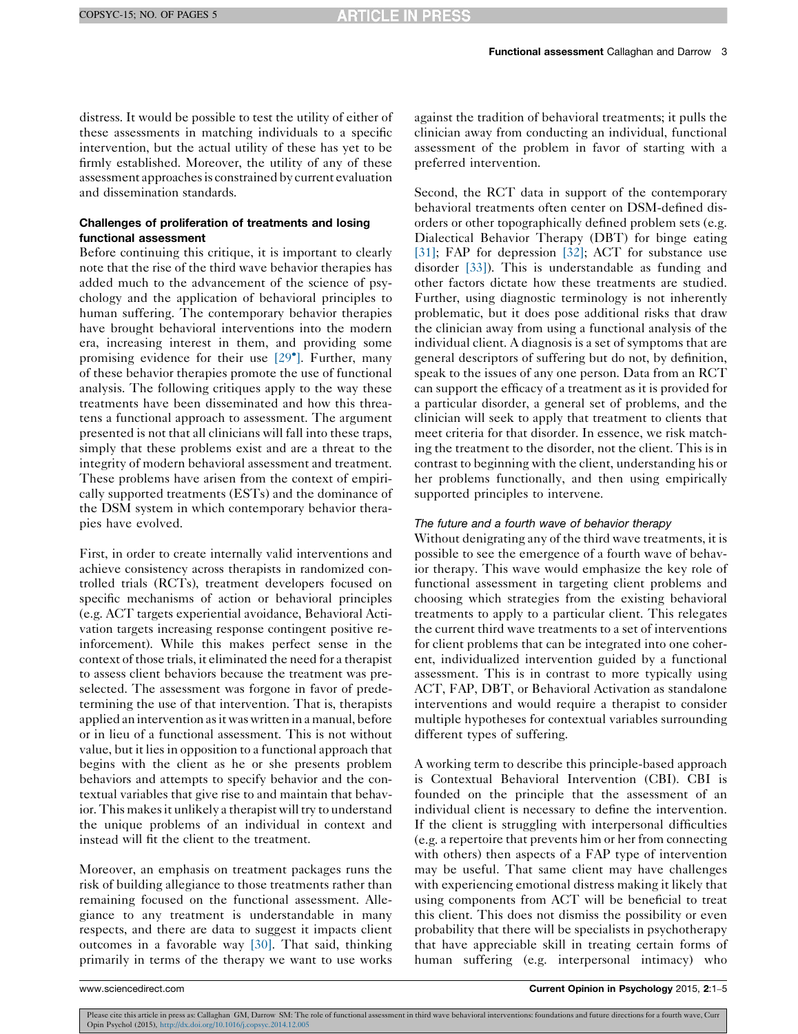distress. It would be possible to test the utility of either of these assessments in matching individuals to a specific intervention, but the actual utility of these has yet to be firmly established. Moreover, the utility of any of these assessment approaches is constrained by current evaluation and dissemination standards.

### Challenges of proliferation of treatments and losing functional assessment

Before continuing this critique, it is important to clearly note that the rise of the third wave behavior therapies has added much to the advancement of the science of psychology and the application of behavioral principles to human suffering. The contemporary behavior therapies have brought behavioral interventions into the modern era, increasing interest in them, and providing some promising evidence for their use [29•]. Further, many of these behavior therapies promote the use of functional analysis. The following critiques apply to the way these treatments have been disseminated and how this threatens a functional approach to assessment. The argument presented is not that all clinicians will fall into these traps, simply that these problems exist and are a threat to the integrity of modern behavioral assessment and treatment. These problems have arisen from the context of empirically supported treatments (ESTs) and the dominance of the DSM system in which contemporary behavior therapies have evolved.

First, in order to create internally valid interventions and achieve consistency across therapists in randomized controlled trials (RCTs), treatment developers focused on specific mechanisms of action or behavioral principles (e.g. ACT targets experiential avoidance, Behavioral Activation targets increasing response contingent positive reinforcement). While this makes perfect sense in the context of those trials, it eliminated the need for a therapist to assess client behaviors because the treatment was preselected. The assessment was forgone in favor of predetermining the use of that intervention. That is, therapists applied an intervention as it was written in a manual, before or in lieu of a functional assessment. This is not without value, but it lies in opposition to a functional approach that begins with the client as he or she presents problem behaviors and attempts to specify behavior and the contextual variables that give rise to and maintain that behavior. This makes it unlikely a therapist will try to understand the unique problems of an individual in context and instead will fit the client to the treatment.

Moreover, an emphasis on treatment packages runs the risk of building allegiance to those treatments rather than remaining focused on the functional assessment. Allegiance to any treatment is understandable in many respects, and there are data to suggest it impacts client outcomes in a favorable way [30]. That said, thinking primarily in terms of the therapy we want to use works against the tradition of behavioral treatments; it pulls the clinician away from conducting an individual, functional assessment of the problem in favor of starting with a preferred intervention.

Second, the RCT data in support of the contemporary behavioral treatments often center on DSM-defined disorders or other topographically defined problem sets (e.g. Dialectical Behavior Therapy (DBT) for binge eating [31]; FAP for depression [32]; ACT for substance use disorder [33]). This is understandable as funding and other factors dictate how these treatments are studied. Further, using diagnostic terminology is not inherently problematic, but it does pose additional risks that draw the clinician away from using a functional analysis of the individual client. A diagnosis is a set of symptoms that are general descriptors of suffering but do not, by definition, speak to the issues of any one person. Data from an RCT can support the efficacy of a treatment as it is provided for a particular disorder, a general set of problems, and the clinician will seek to apply that treatment to clients that meet criteria for that disorder. In essence, we risk matching the treatment to the disorder, not the client. This is in contrast to beginning with the client, understanding his or her problems functionally, and then using empirically supported principles to intervene.

#### *The future and a fourth wave of behavior therapy*

Without denigrating any of the third wave treatments, it is possible to see the emergence of a fourth wave of behavior therapy. This wave would emphasize the key role of functional assessment in targeting client problems and choosing which strategies from the existing behavioral treatments to apply to a particular client. This relegates the current third wave treatments to a set of interventions for client problems that can be integrated into one coherent, individualized intervention guided by a functional assessment. This is in contrast to more typically using ACT, FAP, DBT, or Behavioral Activation as standalone interventions and would require a therapist to consider multiple hypotheses for contextual variables surrounding different types of suffering.

A working term to describe this principle-based approach is Contextual Behavioral Intervention (CBI). CBI is founded on the principle that the assessment of an individual client is necessary to define the intervention. If the client is struggling with interpersonal difficulties (e.g. a repertoire that prevents him or her from connecting with others) then aspects of a FAP type of intervention may be useful. That same client may have challenges with experiencing emotional distress making it likely that using components from ACT will be beneficial to treat this client. This does not dismiss the possibility or even probability that there will be specialists in psychotherapy that have appreciable skill in treating certain forms of human suffering (e.g. interpersonal intimacy) who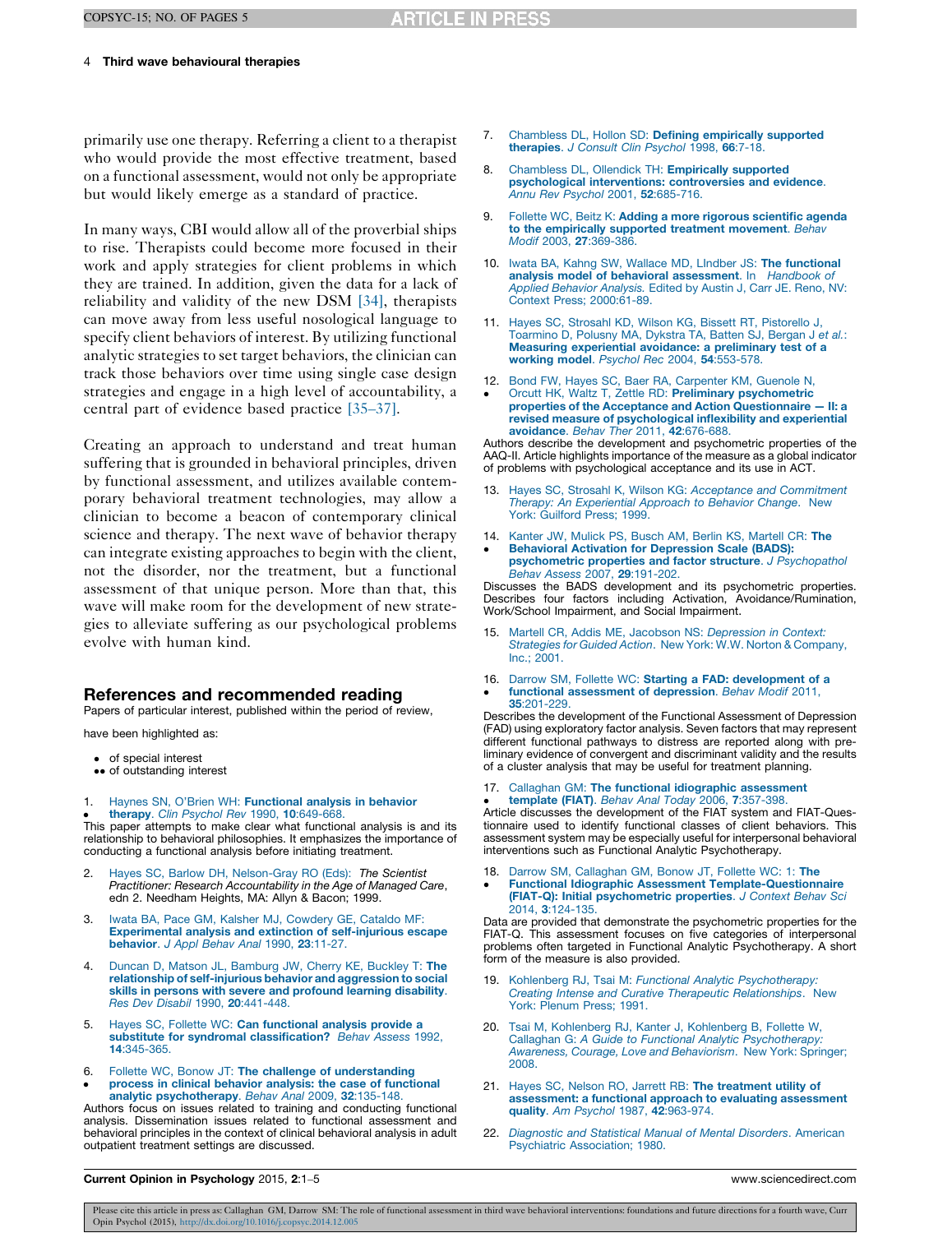primarily use one therapy. Referring a client to a therapist who would provide the most effective treatment, based on a functional assessment, would not only be appropriate but would likely emerge as a standard of practice.

In many ways, CBI would allow all of the proverbial ships to rise. Therapists could become more focused in their work and apply strategies for client problems in which they are trained. In addition, given the data for a lack of reliability and validity of the new DSM [34], therapists can move away from less useful nosological language to specify client behaviors of interest. By utilizing functional analytic strategies to set target behaviors, the clinician can track those behaviors over time using single case design strategies and engage in a high level of accountability, a central part of evidence based practice [35–37].

Creating an approach to understand and treat human suffering that is grounded in behavioral principles, driven by functional assessment, and utilizes available contemporary behavioral treatment technologies, may allow a clinician to become a beacon of contemporary clinical science and therapy. The next wave of behavior therapy can integrate existing approaches to begin with the client, not the disorder, nor the treatment, but a functional assessment of that unique person. More than that, this wave will make room for the development of new strategies to alleviate suffering as our psychological problems evolve with human kind.

## References and recommended reading

Papers of particular interest, published within the period of review, have been highlighted as:

- • of special interest
- •• of outstanding interest

1. • Haynes SN, O'Brien WH: **Functional analysis in behavior therapy**. *Clin Psychol Rev* 1990, **10**:649-668.
This paper attempts to make clear what functional analysis is and its relationship to behavioral philosophies. It emphasizes the importance of conducting a functional analysis before initiating treatment.

2. Hayes SC, Barlow DH, Nelson-Gray RO (Eds): *The Scientist Practitioner: Research Accountability in the Age of Managed Care*, edn 2. Needham Heights, MA: Allyn & Bacon; 1999.

3. Iwata BA, Pace GM, Kalsher MJ, Cowdery GE, Cataldo MF: **Experimental analysis and extinction of self-injurious escape behavior**. *J Appl Behav Anal* 1990, **23**:11-27.

4. Duncan D, Matson JL, Bamburg JW, Cherry KE, Buckley T: **The relationship of self-injurious behavior and aggression to social skills in persons with severe and profound learning disability**. *Res Dev Disabil* 1990, **20**:441-448.

5. Hayes SC, Follette WC: **Can functional analysis provide a substitute for syndromal classification?** *Behav Assess* 1992, **14**:345-365.

6. • Follette WC, Bonow JT: **The challenge of understanding process in clinical behavior analysis: the case of functional analytic psychotherapy**. *Behav Anal* 2009, **32**:135-148.
Authors focus on issues related to training and conducting functional analysis. Dissemination issues related to functional assessment and behavioral principles in the context of clinical behavioral analysis in adult outpatient treatment settings are discussed.

7. Chambless DL, Hollon SD: **Defining empirically supported therapies**. *J Consult Clin Psychol* 1998, **66**:7-18.

8. Chambless DL, Ollendick TH: **Empirically supported psychological interventions: controversies and evidence**. *Annu Rev Psychol* 2001, **52**:685-716.

9. Follette WC, Beitz K: **Adding a more rigorous scientific agenda to the empirically supported treatment movement**. *Behav Modif* 2003, **27**:369-386.

10. Iwata BA, Kahng SW, Wallace MD, LIndber JS: **The functional analysis model of behavioral assessment**. In *Handbook of Applied Behavior Analysis*. Edited by Austin J, Carr JE. Reno, NV: Context Press; 2000:61-89.

11. Hayes SC, Strosahl KD, Wilson KG, Bissett RT, Pistorello J, Toarmino D, Polusny MA, Dykstra TA, Batten SJ, Bergan J *et al.*: **Measuring experiential avoidance: a preliminary test of a working model**. *Psychol Rec* 2004, **54**:553-578.

12. • Bond FW, Hayes SC, Baer RA, Carpenter KM, Guenole N, Orcutt HK, Waltz T, Zettle RD: **Preliminary psychometric properties of the Acceptance and Action Questionnaire — II: a revised measure of psychological inflexibility and experiential avoidance**. *Behav Ther* 2011, **42**:676-688.
Authors describe the development and psychometric properties of the AAQ-II. Article highlights importance of the measure as a global indicator of problems with psychological acceptance and its use in ACT.

13. Hayes SC, Strosahl K, Wilson KG: *Acceptance and Commitment Therapy: An Experiential Approach to Behavior Change*. New York: Guilford Press; 1999.

14. • Kanter JW, Mulick PS, Busch AM, Berlin KS, Martell CR: **The Behavioral Activation for Depression Scale (BADS): psychometric properties and factor structure**. *J Psychopathol Behav Assess* 2007, **29**:191-202.
Discusses the BADS development and its psychometric properties. Describes four factors including Activation, Avoidance/Rumination, Work/School Impairment, and Social Impairment.

15. Martell CR, Addis ME, Jacobson NS: *Depression in Context: Strategies for Guided Action*. New York: W.W. Norton & Company, Inc.; 2001.

16. • Darrow SM, Follette WC: **Starting a FAD: development of a functional assessment of depression**. *Behav Modif* 2011, **35**:201-229.
Describes the development of the Functional Assessment of Depression (FAD) using exploratory factor analysis. Seven factors that may represent different functional pathways to distress are reported along with preliminary evidence of convergent and discriminant validity and the results of a cluster analysis that may be useful for treatment planning.

17. • Callaghan GM: **The functional idiographic assessment template (FIAT)**. *Behav Anal Today* 2006, **7**:357-398.
Article discusses the development of the FIAT system and FIAT-Questionnaire used to identify functional classes of client behaviors. This assessment system may be especially useful for interpersonal behavioral interventions such as Functional Analytic Psychotherapy.

18. • Darrow SM, Callaghan GM, Bonow JT, Follette WC: 1: **The Functional Idiographic Assessment Template-Questionnaire (FIAT-Q): Initial psychometric properties**. *J Context Behav Sci* 2014, **3**:124-135.
Data are provided that demonstrate the psychometric properties for the FIAT-Q. This assessment focuses on five categories of interpersonal problems often targeted in Functional Analytic Psychotherapy. A short form of the measure is also provided.

19. Kohlenberg RJ, Tsai M: *Functional Analytic Psychotherapy: Creating Intense and Curative Therapeutic Relationships*. New York: Plenum Press; 1991.

20. Tsai M, Kohlenberg RJ, Kanter J, Kohlenberg B, Follette W, Callaghan G: *A Guide to Functional Analytic Psychotherapy: Awareness, Courage, Love and Behaviorism*. New York: Springer; 2008.

21. Hayes SC, Nelson RO, Jarrett RB: **The treatment utility of assessment: a functional approach to evaluating assessment quality**. *Am Psychol* 1987, **42**:963-974.

22. *Diagnostic and Statistical Manual of Mental Disorders*. American Psychiatric Association; 1980.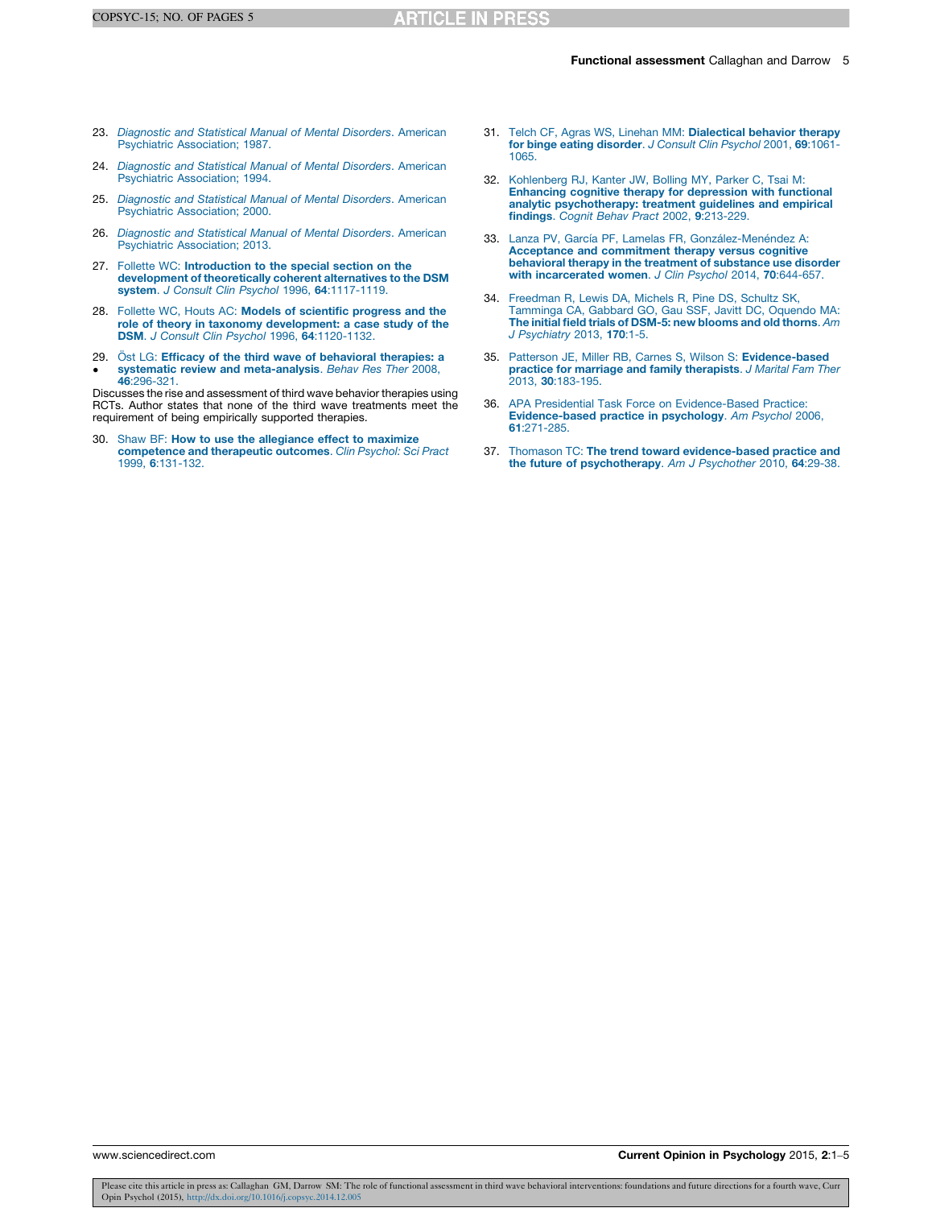23. *Diagnostic and Statistical Manual of Mental Disorders*. American Psychiatric Association; 1987.

24. *Diagnostic and Statistical Manual of Mental Disorders*. American Psychiatric Association; 1994.

25. *Diagnostic and Statistical Manual of Mental Disorders*. American Psychiatric Association; 2000.

26. *Diagnostic and Statistical Manual of Mental Disorders*. American Psychiatric Association; 2013.

27. Follette WC: **Introduction to the special section on the development of theoretically coherent alternatives to the DSM system**. *J Consult Clin Psychol* 1996, **64**:1117-1119.

28. Follette WC, Houts AC: **Models of scientific progress and the role of theory in taxonomy development: a case study of the DSM**. *J Consult Clin Psychol* 1996, **64**:1120-1132.

29. • Öst LG: **Efficacy of the third wave of behavioral therapies: a systematic review and meta-analysis**. *Behav Res Ther* 2008, **46**:296-321.

Discusses the rise and assessment of third wave behavior therapies using RCTs. Author states that none of the third wave treatments meet the requirement of being empirically supported therapies.

30. Shaw BF: **How to use the allegiance effect to maximize competence and therapeutic outcomes**. *Clin Psychol: Sci Pract* 1999, **6**:131-132.

31. Telch CF, Agras WS, Linehan MM: **Dialectical behavior therapy for binge eating disorder**. *J Consult Clin Psychol* 2001, **69**:1061-1065.

32. Kohlenberg RJ, Kanter JW, Bolling MY, Parker C, Tsai M: **Enhancing cognitive therapy for depression with functional analytic psychotherapy: treatment guidelines and empirical findings**. *Cognit Behav Pract* 2002, **9**:213-229.

33. Lanza PV, García PF, Lamelas FR, González-Menéndez A: **Acceptance and commitment therapy versus cognitive behavioral therapy in the treatment of substance use disorder with incarcerated women**. *J Clin Psychol* 2014, **70**:644-657.

34. Freedman R, Lewis DA, Michels R, Pine DS, Schultz SK, Tamminga CA, Gabbard GO, Gau SSF, Javitt DC, Oquendo MA: **The initial field trials of DSM-5: new blooms and old thorns**. *Am J Psychiatry* 2013, **170**:1-5.

35. Patterson JE, Miller RB, Carnes S, Wilson S: **Evidence-based practice for marriage and family therapists**. *J Marital Fam Ther* 2013, **30**:183-195.

36. APA Presidential Task Force on Evidence-Based Practice: **Evidence-based practice in psychology**. *Am Psychol* 2006, **61**:271-285.

37. Thomason TC: **The trend toward evidence-based practice and the future of psychotherapy**. *Am J Psychother* 2010, **64**:29-38.